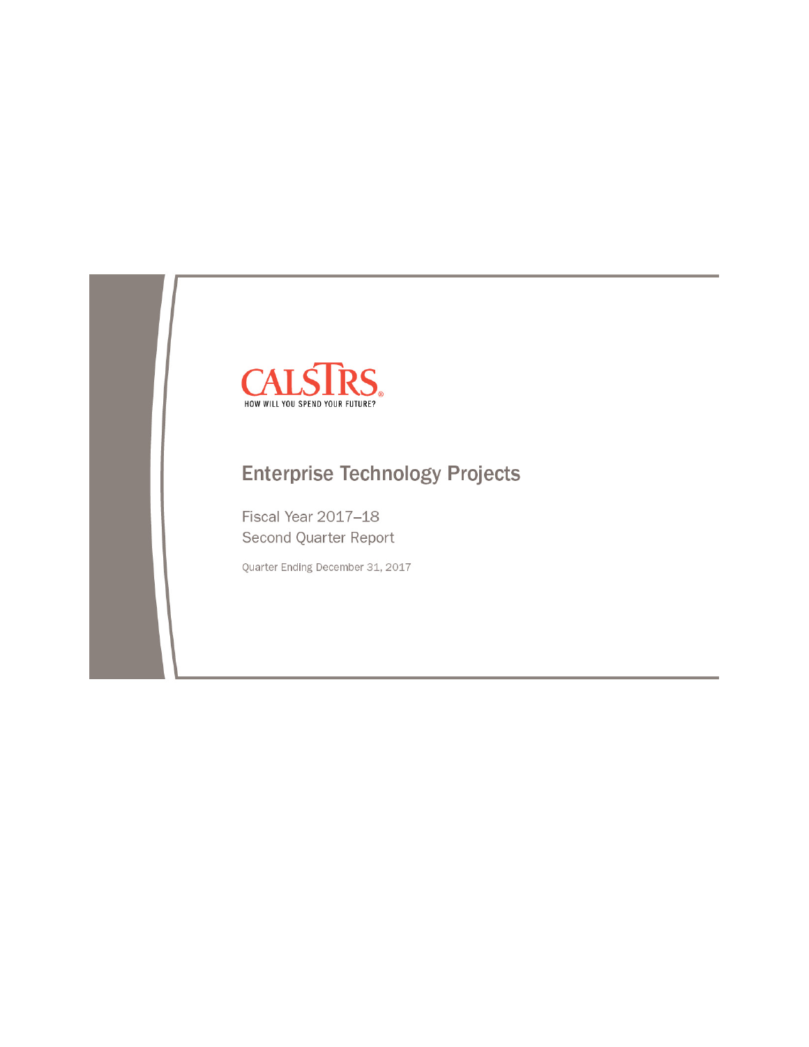CALSTRS

HOW WILL YOU SPEND YOUR FUTURE?

# Enterprise Technology Projects

Fiscal Year 2017–18
Second Quarter Report

Quarter Ending December 31, 2017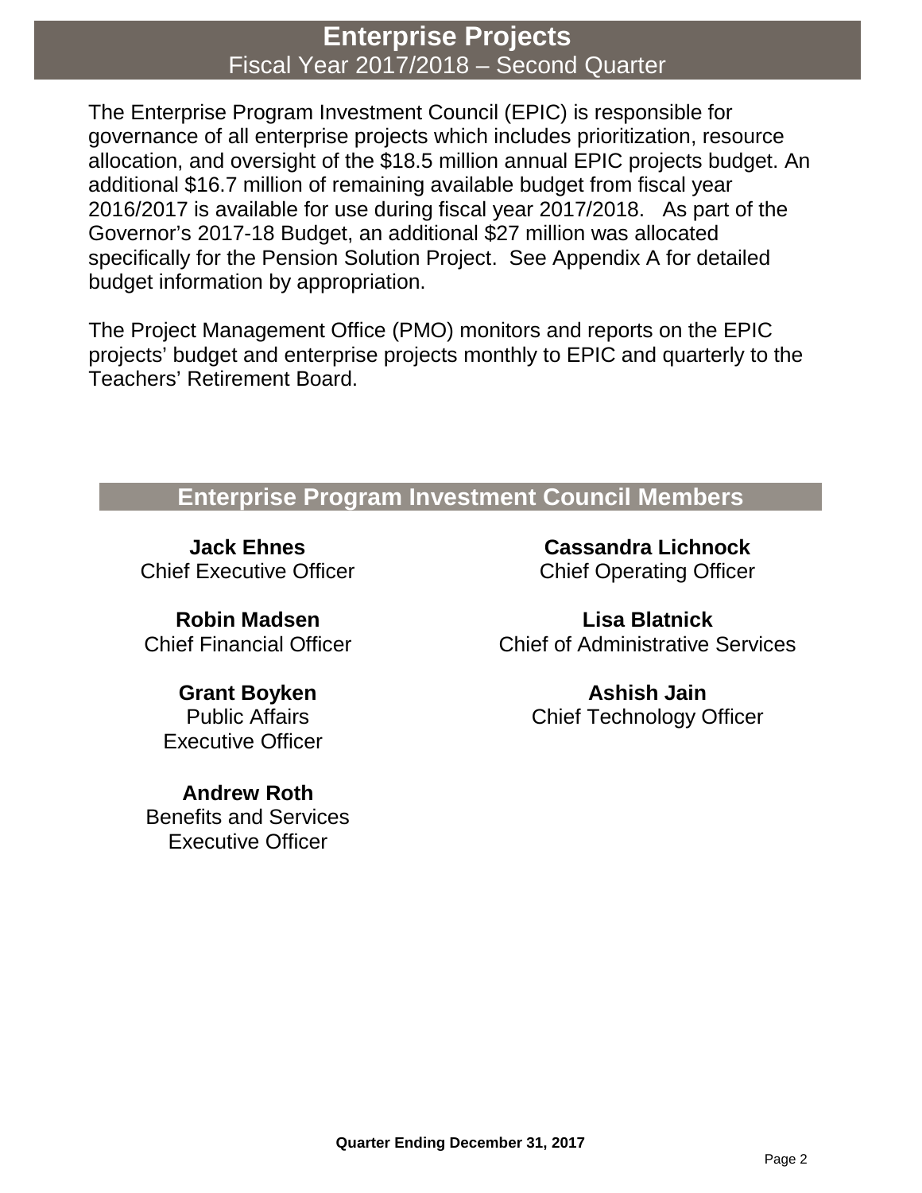# Enterprise Projects

Fiscal Year 2017/2018 – Second Quarter

The Enterprise Program Investment Council (EPIC) is responsible for governance of all enterprise projects which includes prioritization, resource allocation, and oversight of the $18.5 million annual EPIC projects budget. An additional $16.7 million of remaining available budget from fiscal year 2016/2017 is available for use during fiscal year 2017/2018. As part of the Governor's 2017-18 Budget, an additional $27 million was allocated specifically for the Pension Solution Project. See Appendix A for detailed budget information by appropriation.

The Project Management Office (PMO) monitors and reports on the EPIC projects' budget and enterprise projects monthly to EPIC and quarterly to the Teachers' Retirement Board.

## Enterprise Program Investment Council Members

**Jack Ehnes**
Chief Executive Officer

**Cassandra Lichnock**
Chief Operating Officer

**Robin Madsen**
Chief Financial Officer

**Lisa Blatnick**
Chief of Administrative Services

**Grant Boyken**
Public Affairs Executive Officer

**Ashish Jain**
Chief Technology Officer

**Andrew Roth**
Benefits and Services Executive Officer

**Quarter Ending December 31, 2017**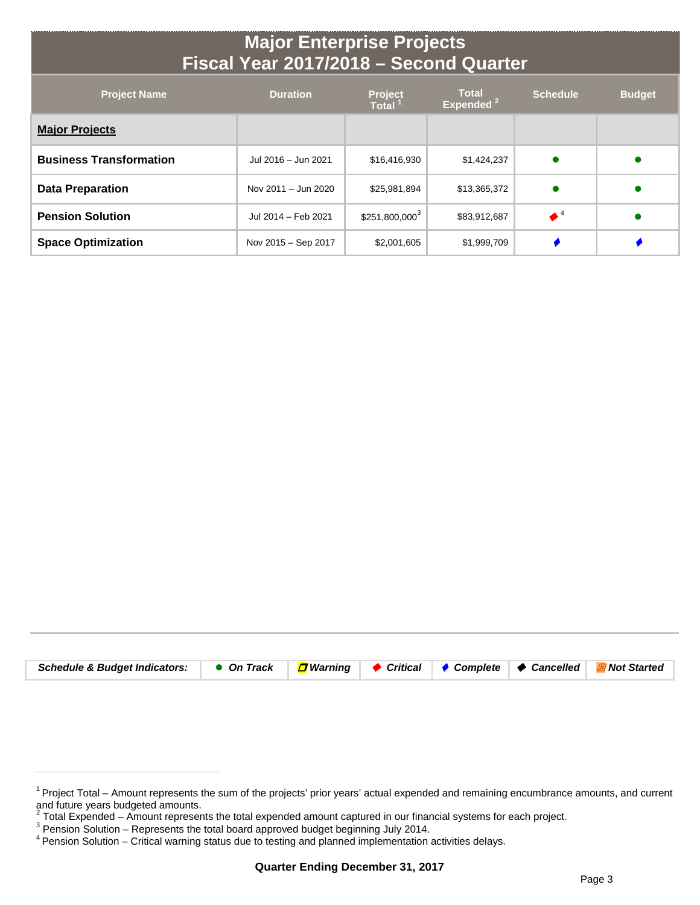# Major Enterprise Projects
## Fiscal Year 2017/2018 – Second Quarter

| Project Name | Duration | Project Total [1] | Total Expended [2] | Schedule | Budget |
|---|---|---|---|---|---|
| **Major Projects** | | | | | |
| **Business Transformation** | Jul 2016 – Jun 2021 | $16,416,930 | $1,424,237 | ● | ● |
| **Data Preparation** | Nov 2011 – Jun 2020 | $25,981,894 | $13,365,372 | ● | ● |
| **Pension Solution** | Jul 2014 – Feb 2021 | $251,800,000[3] | $83,912,687 | ◆[4] | ● |
| **Space Optimization** | Nov 2015 – Sep 2017 | $2,001,605 | $1,999,709 | ◆ | ◆ |

| *Schedule & Budget Indicators:* | ● *On Track* | *Warning* | ◆ *Critical* | ◆ *Complete* | ◆ *Cancelled* | *Not Started* |
|---|---|---|---|---|---|---|

[1] Project Total – Amount represents the sum of the projects' prior years' actual expended and remaining encumbrance amounts, and current and future years budgeted amounts.
[2] Total Expended – Amount represents the total expended amount captured in our financial systems for each project.
[3] Pension Solution – Represents the total board approved budget beginning July 2014.
[4] Pension Solution – Critical warning status due to testing and planned implementation activities delays.

**Quarter Ending December 31, 2017**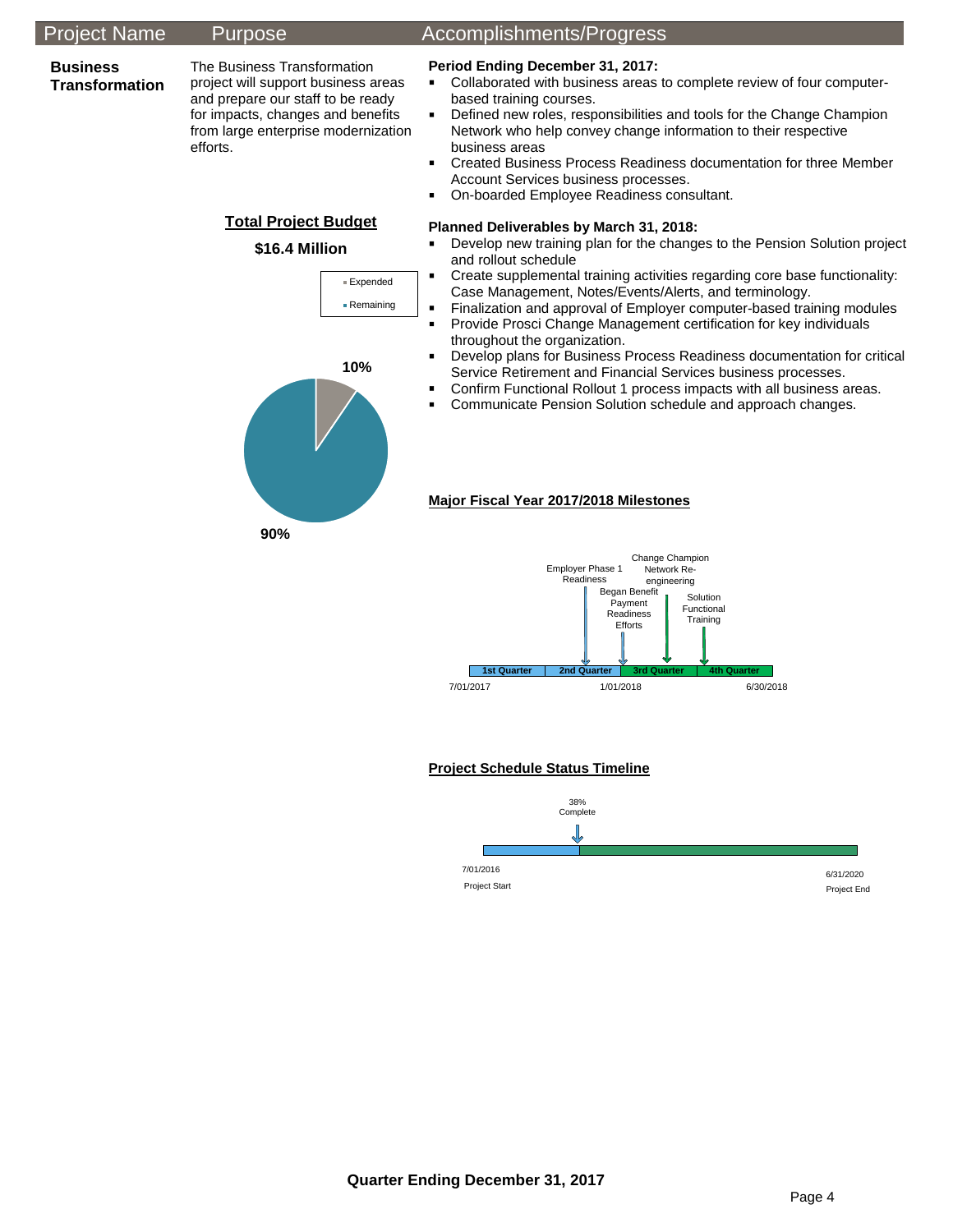| Project Name | Purpose | Accomplishments/Progress |
|---|---|---|
| **Business Transformation** | The Business Transformation project will support business areas and prepare our staff to be ready for impacts, changes and benefits from large enterprise modernization efforts. | |

**Period Ending December 31, 2017:**

- Collaborated with business areas to complete review of four computer-based training courses.
- Defined new roles, responsibilities and tools for the Change Champion Network who help convey change information to their respective business areas
- Created Business Process Readiness documentation for three Member Account Services business processes.
- On-boarded Employee Readiness consultant.

**Total Project Budget**

**$16.4 Million**

- Expended: 10%
- Remaining: 90%

**Planned Deliverables by March 31, 2018:**

- Develop new training plan for the changes to the Pension Solution project and rollout schedule
- Create supplemental training activities regarding core base functionality: Case Management, Notes/Events/Alerts, and terminology.
- Finalization and approval of Employer computer-based training modules
- Provide Prosci Change Management certification for key individuals throughout the organization.
- Develop plans for Business Process Readiness documentation for critical Service Retirement and Financial Services business processes.
- Confirm Functional Rollout 1 process impacts with all business areas.
- Communicate Pension Solution schedule and approach changes.

**Major Fiscal Year 2017/2018 Milestones**

1st Quarter | 2nd Quarter | 3rd Quarter | 4th Quarter

7/01/2017 — 1/01/2018 — 6/30/2018

- Employer Phase 1 Readiness (2nd Quarter)
- Began Benefit Payment Readiness Efforts (2nd Quarter)
- Change Champion Network Re-engineering (3rd Quarter)
- Solution Functional Training (3rd Quarter)

**Project Schedule Status Timeline**

38% Complete

7/01/2016 Project Start — 6/31/2020 Project End

**Quarter Ending December 31, 2017**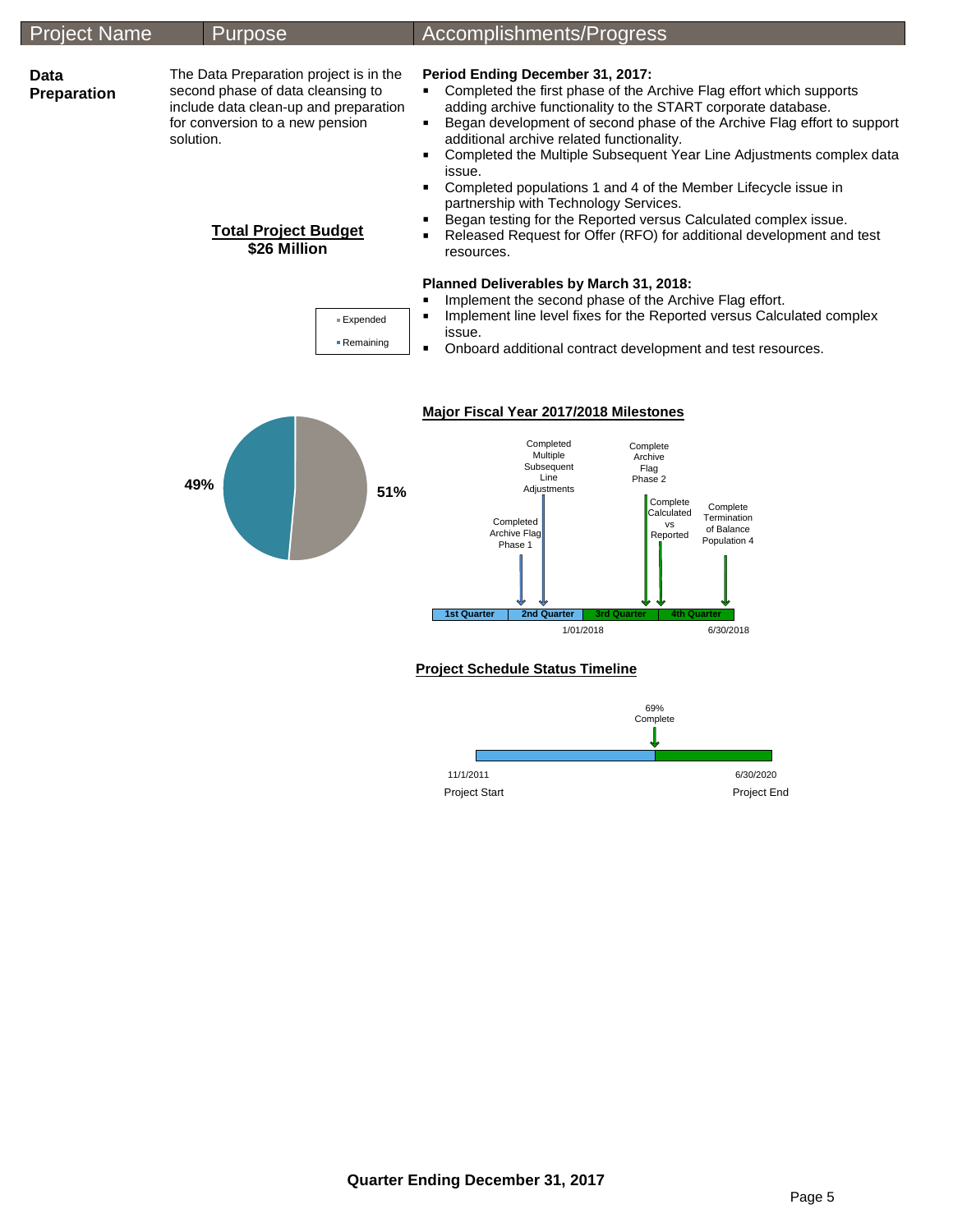| Project Name | Purpose | Accomplishments/Progress |
|---|---|---|
| **Data Preparation** | The Data Preparation project is in the second phase of data cleansing to include data clean-up and preparation for conversion to a new pension solution. | **Period Ending December 31, 2017:** |

**Period Ending December 31, 2017:**

- Completed the first phase of the Archive Flag effort which supports adding archive functionality to the START corporate database.
- Began development of second phase of the Archive Flag effort to support additional archive related functionality.
- Completed the Multiple Subsequent Year Line Adjustments complex data issue.
- Completed populations 1 and 4 of the Member Lifecycle issue in partnership with Technology Services.
- Began testing for the Reported versus Calculated complex issue.
- Released Request for Offer (RFO) for additional development and test resources.

**Planned Deliverables by March 31, 2018:**

- Implement the second phase of the Archive Flag effort.
- Implement line level fixes for the Reported versus Calculated complex issue.
- Onboard additional contract development and test resources.

**Total Project Budget**
**$26 Million**

- Expended: 51%
- Remaining: 49%

**Major Fiscal Year 2017/2018 Milestones**

- Completed Archive Flag Phase 1 (2nd Quarter)
- Completed Multiple Subsequent Line Adjustments (2nd Quarter)
- Complete Archive Flag Phase 2 (3rd Quarter)
- Complete Calculated vs Reported (3rd Quarter)
- Complete Termination of Balance Population 4 (4th Quarter)

1st Quarter | 2nd Quarter | 3rd Quarter | 4th Quarter — 1/01/2018 — 6/30/2018

**Project Schedule Status Timeline**

69% Complete

Project Start: 11/1/2011 — Project End: 6/30/2020

**Quarter Ending December 31, 2017**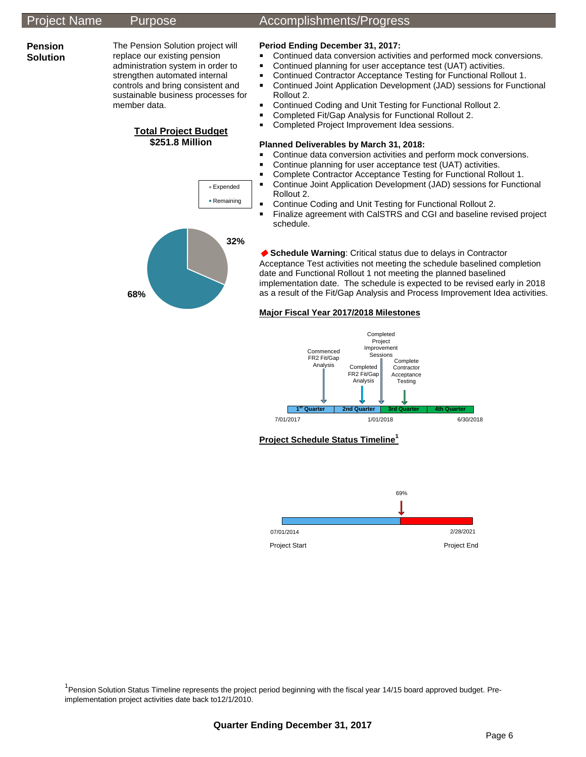| Project Name | Purpose | Accomplishments/Progress |
|---|---|---|

**Pension Solution**

The Pension Solution project will replace our existing pension administration system in order to strengthen automated internal controls and bring consistent and sustainable business processes for member data.

**Total Project Budget**
**$251.8 Million**

- Expended: 32%
- Remaining: 68%

**Period Ending December 31, 2017:**

- Continued data conversion activities and performed mock conversions.
- Continued planning for user acceptance test (UAT) activities.
- Continued Contractor Acceptance Testing for Functional Rollout 1.
- Continued Joint Application Development (JAD) sessions for Functional Rollout 2.
- Continued Coding and Unit Testing for Functional Rollout 2.
- Completed Fit/Gap Analysis for Functional Rollout 2.
- Completed Project Improvement Idea sessions.

**Planned Deliverables by March 31, 2018:**

- Continue data conversion activities and perform mock conversions.
- Continue planning for user acceptance test (UAT) activities.
- Complete Contractor Acceptance Testing for Functional Rollout 1.
- Continue Joint Application Development (JAD) sessions for Functional Rollout 2.
- Continue Coding and Unit Testing for Functional Rollout 2.
- Finalize agreement with CalSTRS and CGI and baseline revised project schedule.

◆ **Schedule Warning**: Critical status due to delays in Contractor Acceptance Test activities not meeting the schedule baselined completion date and Functional Rollout 1 not meeting the planned baselined implementation date. The schedule is expected to be revised early in 2018 as a result of the Fit/Gap Analysis and Process Improvement Idea activities.

**Major Fiscal Year 2017/2018 Milestones**

- Commenced FR2 Fit/Gap Analysis
- Completed FR2 Fit/Gap Analysis
- Completed Project Improvement Sessions
- Complete Contractor Acceptance Testing

1st Quarter | 2nd Quarter | 3rd Quarter | 4th Quarter

7/01/2017 — 1/01/2018 — 6/30/2018

**Project Schedule Status Timeline[1]**

69%

07/01/2014 Project Start — 2/28/2021 Project End

[1]Pension Solution Status Timeline represents the project period beginning with the fiscal year 14/15 board approved budget. Pre-implementation project activities date back to12/1/2010.

**Quarter Ending December 31, 2017**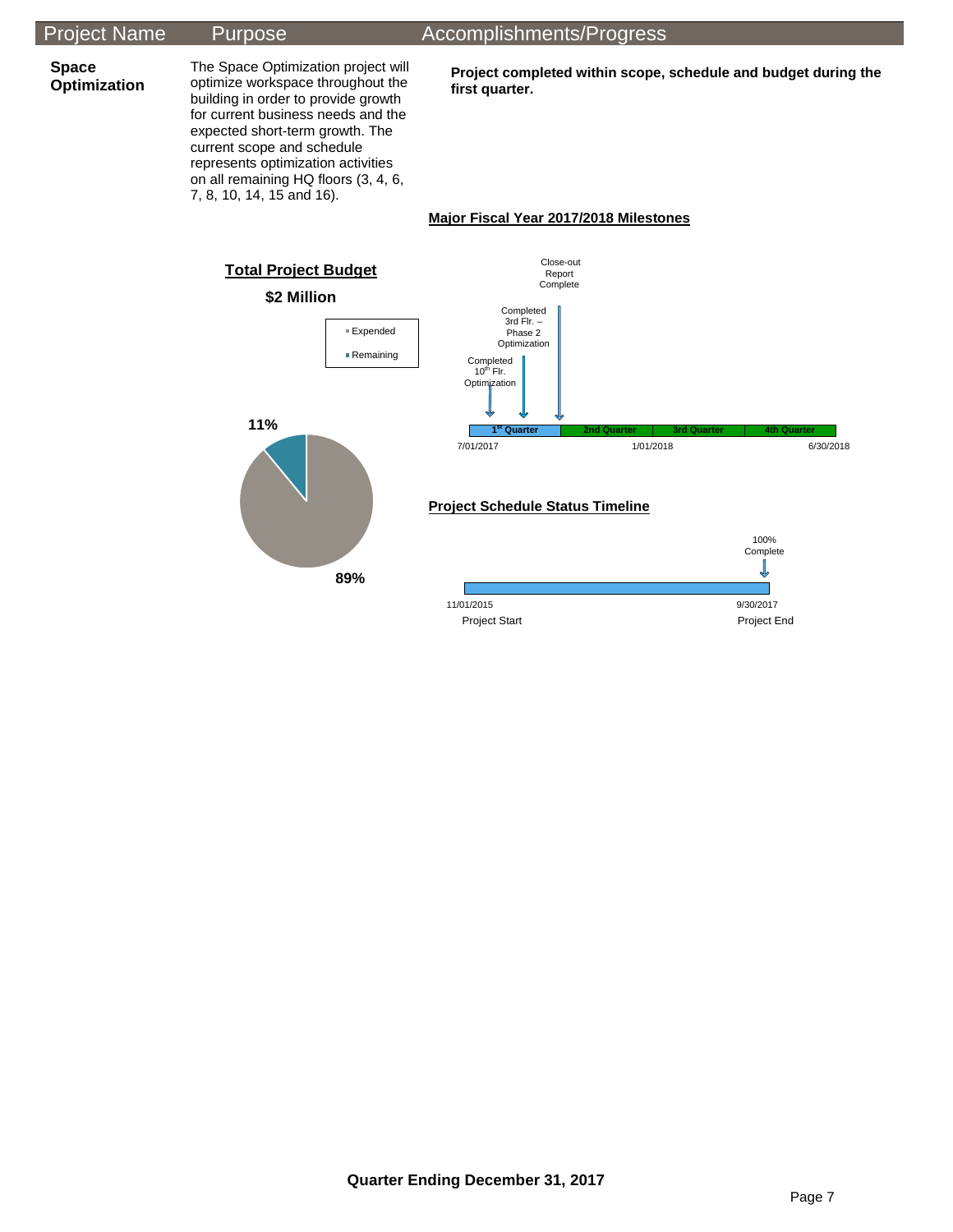| Project Name | Purpose | Accomplishments/Progress |
| --- | --- | --- |
| **Space Optimization** | The Space Optimization project will optimize workspace throughout the building in order to provide growth for current business needs and the expected short-term growth. The current scope and schedule represents optimization activities on all remaining HQ floors (3, 4, 6, 7, 8, 10, 14, 15 and 16). | **Project completed within scope, schedule and budget during the first quarter.** |

**Major Fiscal Year 2017/2018 Milestones**

**Total Project Budget**

**$2 Million**

- Expended
- Remaining

11%

89%

Close-out Report Complete

Completed 3rd Flr. – Phase 2 Optimization

Completed 10th Flr. Optimization

1st Quarter | 2nd Quarter | 3rd Quarter | 4th Quarter

7/01/2017 | 1/01/2018 | 6/30/2018

**Project Schedule Status Timeline**

100% Complete

11/01/2015 Project Start

9/30/2017 Project End

**Quarter Ending December 31, 2017**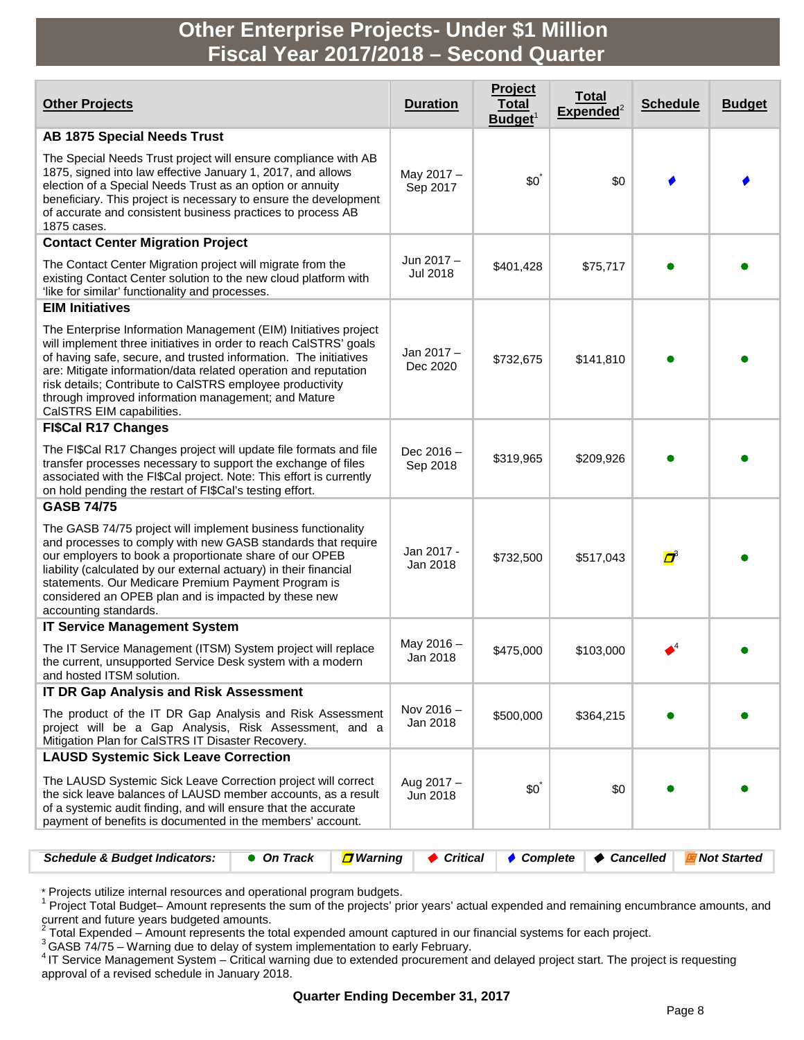# Other Enterprise Projects- Under $1 Million
# Fiscal Year 2017/2018 – Second Quarter

| Other Projects | Duration | Project Total Budget[1] | Total Expended[2] | Schedule | Budget |
|---|---|---|---|---|---|
| **AB 1875 Special Needs Trust**<br><br>The Special Needs Trust project will ensure compliance with AB 1875, signed into law effective January 1, 2017, and allows election of a Special Needs Trust as an option or annuity beneficiary. This project is necessary to ensure the development of accurate and consistent business practices to process AB 1875 cases. | May 2017 – Sep 2017 | $0* | $0 | ♦ Complete | ♦ Complete |
| **Contact Center Migration Project**<br><br>The Contact Center Migration project will migrate from the existing Contact Center solution to the new cloud platform with 'like for similar' functionality and processes. | Jun 2017 – Jul 2018 | $401,428 | $75,717 | ● On Track | ● On Track |
| **EIM Initiatives**<br><br>The Enterprise Information Management (EIM) Initiatives project will implement three initiatives in order to reach CalSTRS' goals of having safe, secure, and trusted information. The initiatives are: Mitigate information/data related operation and reputation risk details; Contribute to CalSTRS employee productivity through improved information management; and Mature CalSTRS EIM capabilities. | Jan 2017 – Dec 2020 | $732,675 | $141,810 | ● On Track | ● On Track |
| **FI$Cal R17 Changes**<br><br>The FI$Cal R17 Changes project will update file formats and file transfer processes necessary to support the exchange of files associated with the FI$Cal project. Note: This effort is currently on hold pending the restart of FI$Cal's testing effort. | Dec 2016 – Sep 2018 | $319,965 | $209,926 | ● On Track | ● On Track |
| **GASB 74/75**<br><br>The GASB 74/75 project will implement business functionality and processes to comply with new GASB standards that require our employers to book a proportionate share of our OPEB liability (calculated by our external actuary) in their financial statements. Our Medicare Premium Payment Program is considered an OPEB plan and is impacted by these new accounting standards. | Jan 2017 - Jan 2018 | $732,500 | $517,043 | Warning[3] | ● On Track |
| **IT Service Management System**<br><br>The IT Service Management (ITSM) System project will replace the current, unsupported Service Desk system with a modern and hosted ITSM solution. | May 2016 – Jan 2018 | $475,000 | $103,000 | ◆ Critical[4] | ● On Track |
| **IT DR Gap Analysis and Risk Assessment**<br><br>The product of the IT DR Gap Analysis and Risk Assessment project will be a Gap Analysis, Risk Assessment, and a Mitigation Plan for CalSTRS IT Disaster Recovery. | Nov 2016 – Jan 2018 | $500,000 | $364,215 | ● On Track | ● On Track |
| **LAUSD Systemic Sick Leave Correction**<br><br>The LAUSD Systemic Sick Leave Correction project will correct the sick leave balances of LAUSD member accounts, as a result of a systemic audit finding, and will ensure that the accurate payment of benefits is documented in the members' account. | Aug 2017 – Jun 2018 | $0* | $0 | ● On Track | ● On Track |

| *Schedule & Budget Indicators:* | ● *On Track* | *Warning* | ◆ *Critical* | ♦ *Complete* | ◆ *Cancelled* | *Not Started* |
|---|---|---|---|---|---|---|

\* Projects utilize internal resources and operational program budgets.

[1] Project Total Budget– Amount represents the sum of the projects' prior years' actual expended and remaining encumbrance amounts, and current and future years budgeted amounts.

[2] Total Expended – Amount represents the total expended amount captured in our financial systems for each project.

[3] GASB 74/75 – Warning due to delay of system implementation to early February.

[4] IT Service Management System – Critical warning due to extended procurement and delayed project start. The project is requesting approval of a revised schedule in January 2018.

**Quarter Ending December 31, 2017**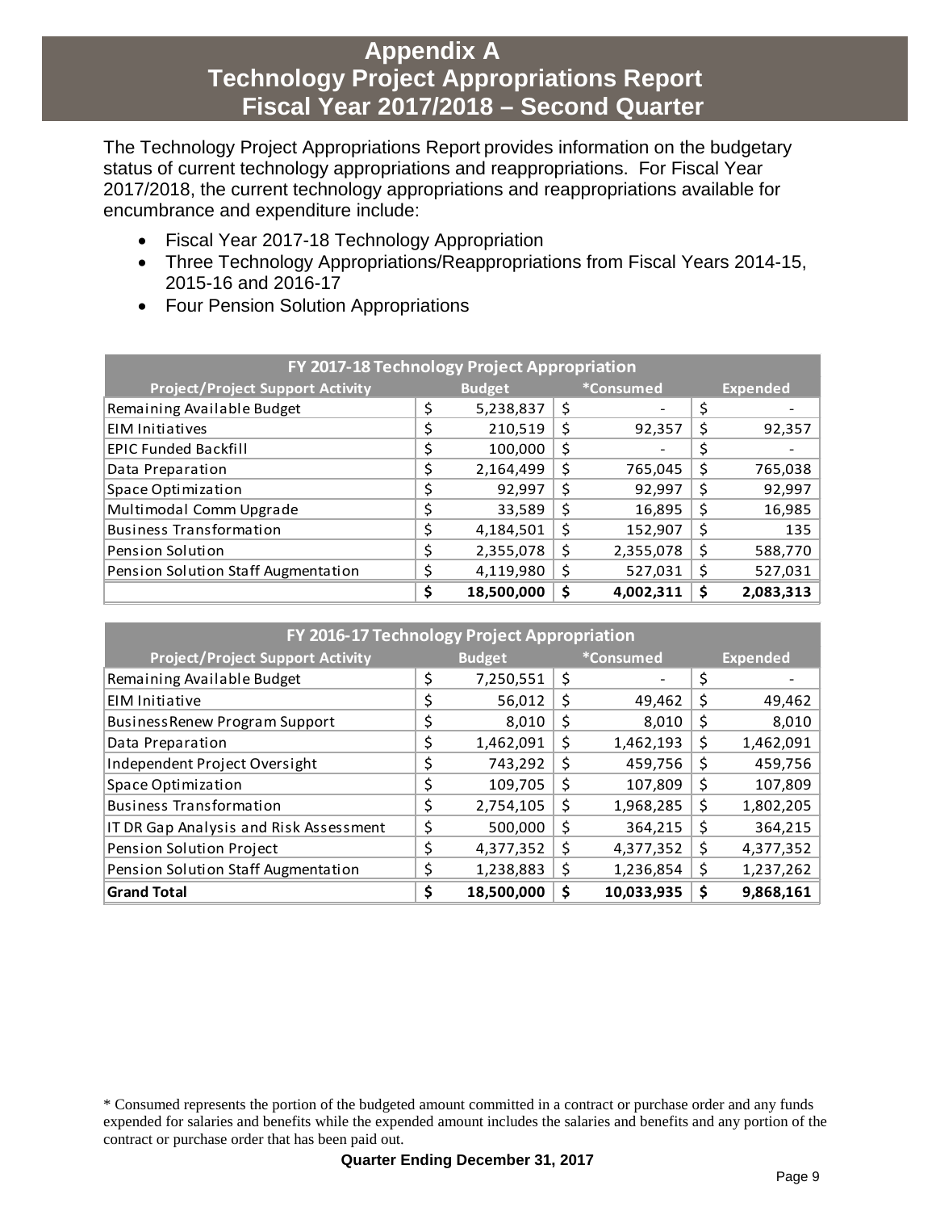# Appendix A
# Technology Project Appropriations Report
# Fiscal Year 2017/2018 – Second Quarter

The Technology Project Appropriations Report provides information on the budgetary status of current technology appropriations and reappropriations. For Fiscal Year 2017/2018, the current technology appropriations and reappropriations available for encumbrance and expenditure include:

- Fiscal Year 2017-18 Technology Appropriation
- Three Technology Appropriations/Reappropriations from Fiscal Years 2014-15, 2015-16 and 2016-17
- Four Pension Solution Appropriations

| FY 2017-18 Technology Project Appropriation | | | |
|---|---|---|---|
| **Project/Project Support Activity** | **Budget** | **\*Consumed** | **Expended** |
| Remaining Available Budget | $ 5,238,837 | $ - | $ - |
| EIM Initiatives | $ 210,519 | $ 92,357 | $ 92,357 |
| EPIC Funded Backfill | $ 100,000 | $ - | $ - |
| Data Preparation | $ 2,164,499 | $ 765,045 | $ 765,038 |
| Space Optimization | $ 92,997 | $ 92,997 | $ 92,997 |
| Multimodal Comm Upgrade | $ 33,589 | $ 16,895 | $ 16,985 |
| Business Transformation | $ 4,184,501 | $ 152,907 | $ 135 |
| Pension Solution | $ 2,355,078 | $ 2,355,078 | $ 588,770 |
| Pension Solution Staff Augmentation | $ 4,119,980 | $ 527,031 | $ 527,031 |
| | **$ 18,500,000** | **$ 4,002,311** | **$ 2,083,313** |

| FY 2016-17 Technology Project Appropriation | | | |
|---|---|---|---|
| **Project/Project Support Activity** | **Budget** | **\*Consumed** | **Expended** |
| Remaining Available Budget | $ 7,250,551 | $ - | $ - |
| EIM Initiative | $ 56,012 | $ 49,462 | $ 49,462 |
| BusinessRenew Program Support | $ 8,010 | $ 8,010 | $ 8,010 |
| Data Preparation | $ 1,462,091 | $ 1,462,193 | $ 1,462,091 |
| Independent Project Oversight | $ 743,292 | $ 459,756 | $ 459,756 |
| Space Optimization | $ 109,705 | $ 107,809 | $ 107,809 |
| Business Transformation | $ 2,754,105 | $ 1,968,285 | $ 1,802,205 |
| IT DR Gap Analysis and Risk Assessment | $ 500,000 | $ 364,215 | $ 364,215 |
| Pension Solution Project | $ 4,377,352 | $ 4,377,352 | $ 4,377,352 |
| Pension Solution Staff Augmentation | $ 1,238,883 | $ 1,236,854 | $ 1,237,262 |
| **Grand Total** | **$ 18,500,000** | **$ 10,033,935** | **$ 9,868,161** |

\* Consumed represents the portion of the budgeted amount committed in a contract or purchase order and any funds expended for salaries and benefits while the expended amount includes the salaries and benefits and any portion of the contract or purchase order that has been paid out.

**Quarter Ending December 31, 2017**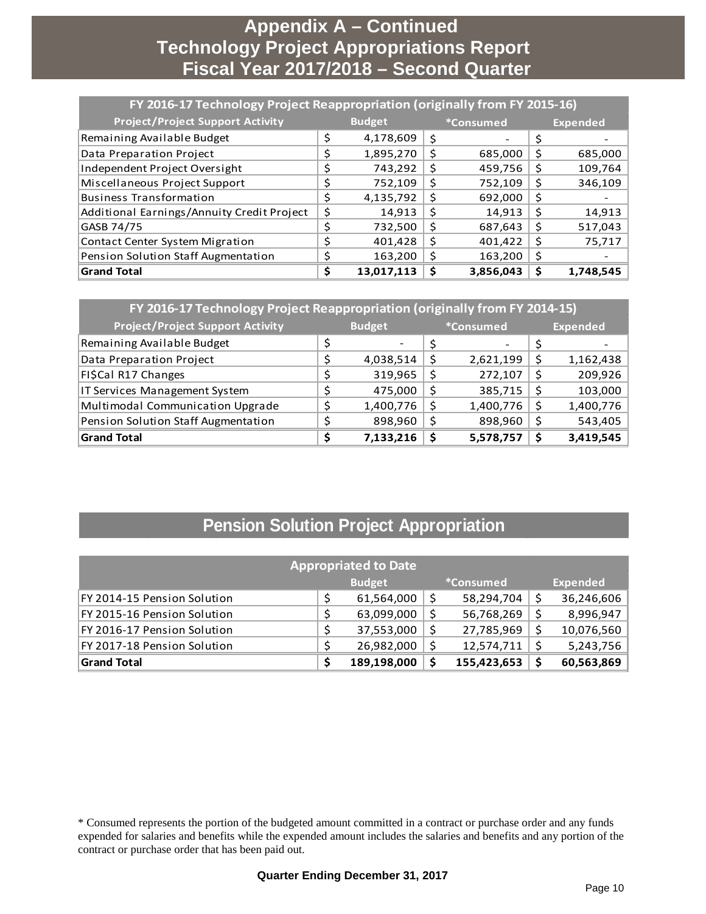# Appendix A – Continued
# Technology Project Appropriations Report
# Fiscal Year 2017/2018 – Second Quarter

| FY 2016-17 Technology Project Reappropriation (originally from FY 2015-16) | | | |
|---|---|---|---|
| Project/Project Support Activity | Budget | *Consumed | Expended |
| Remaining Available Budget | $ 4,178,609 | $ - | $ - |
| Data Preparation Project | $ 1,895,270 | $ 685,000 | $ 685,000 |
| Independent Project Oversight | $ 743,292 | $ 459,756 | $ 109,764 |
| Miscellaneous Project Support | $ 752,109 | $ 752,109 | $ 346,109 |
| Business Transformation | $ 4,135,792 | $ 692,000 | $ - |
| Additional Earnings/Annuity Credit Project | $ 14,913 | $ 14,913 | $ 14,913 |
| GASB 74/75 | $ 732,500 | $ 687,643 | $ 517,043 |
| Contact Center System Migration | $ 401,428 | $ 401,422 | $ 75,717 |
| Pension Solution Staff Augmentation | $ 163,200 | $ 163,200 | $ - |
| **Grand Total** | **$ 13,017,113** | **$ 3,856,043** | **$ 1,748,545** |

| FY 2016-17 Technology Project Reappropriation (originally from FY 2014-15) | | | |
|---|---|---|---|
| Project/Project Support Activity | Budget | *Consumed | Expended |
| Remaining Available Budget | $ - | $ - | $ - |
| Data Preparation Project | $ 4,038,514 | $ 2,621,199 | $ 1,162,438 |
| FI$Cal R17 Changes | $ 319,965 | $ 272,107 | $ 209,926 |
| IT Services Management System | $ 475,000 | $ 385,715 | $ 103,000 |
| Multimodal Communication Upgrade | $ 1,400,776 | $ 1,400,776 | $ 1,400,776 |
| Pension Solution Staff Augmentation | $ 898,960 | $ 898,960 | $ 543,405 |
| **Grand Total** | **$ 7,133,216** | **$ 5,578,757** | **$ 3,419,545** |

## Pension Solution Project Appropriation

| Appropriated to Date | | | |
|---|---|---|---|
| | Budget | *Consumed | Expended |
| FY 2014-15 Pension Solution | $ 61,564,000 | $ 58,294,704 | $ 36,246,606 |
| FY 2015-16 Pension Solution | $ 63,099,000 | $ 56,768,269 | $ 8,996,947 |
| FY 2016-17 Pension Solution | $ 37,553,000 | $ 27,785,969 | $ 10,076,560 |
| FY 2017-18 Pension Solution | $ 26,982,000 | $ 12,574,711 | $ 5,243,756 |
| **Grand Total** | **$ 189,198,000** | **$ 155,423,653** | **$ 60,563,869** |

* Consumed represents the portion of the budgeted amount committed in a contract or purchase order and any funds expended for salaries and benefits while the expended amount includes the salaries and benefits and any portion of the contract or purchase order that has been paid out.

**Quarter Ending December 31, 2017**